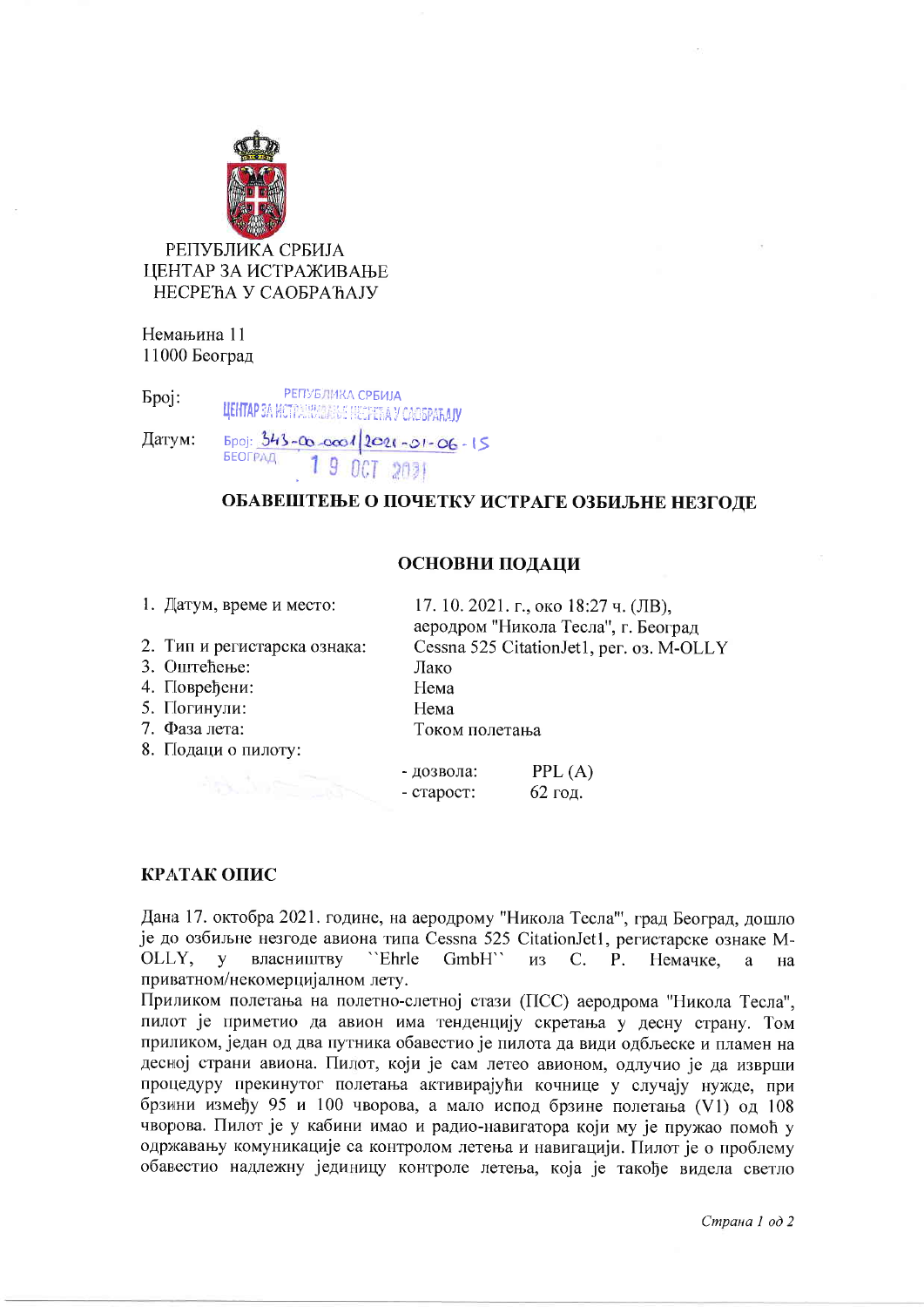РЕПУБЛИКА СРБИЈА
ЦЕНТАР ЗА ИСТРАЖИВАЊЕ
НЕСРЕЋА У САОБРАЋАЈУ

Немањина 11
11000 Београд

Број: РЕПУБЛИКА СРБИЈА ЦЕНТАР ЗА ИСТРАЖИВАЊЕ НЕСРЕЋА У САОБРАЋАЈУ Број: 343-00-0001/2021-01-06-15

Датум: БЕОГРАД 19 OCT 2021

## ОБАВЕШТЕЊЕ О ПОЧЕТКУ ИСТРАГЕ ОЗБИЉНЕ НЕЗГОДЕ

### ОСНОВНИ ПОДАЦИ

1. Датум, време и место: 17. 10. 2021. г., око 18:27 ч. (ЛВ), аеродром "Никола Тесла", г. Београд
2. Тип и регистарска ознака: Cessna 525 CitationJet1, рег. оз. M-OLLY
3. Оштећење: Лако
4. Повређени: Нема
5. Погинули: Нема
7. Фаза лета: Током полетања
8. Подаци о пилоту:
   - дозвола: PPL (A)
   - старост: 62 год.

### КРАТАК ОПИС

Дана 17. октобра 2021. године, на аеродрому "Никола Тесла"', град Београд, дошло је до озбиљне незгоде авиона типа Cessna 525 CitationJet1, регистарске ознаке M-OLLY, у власништву ``Ehrle GmbH`` из С. Р. Немачке, а на приватном/некомерцијалном лету.
Приликом полетања на полетно-слетној стази (ПСС) аеродрома "Никола Тесла", пилот је приметио да авион има тенденцију скретања у десну страну. Том приликом, један од два путника обавестио је пилота да види одбљеске и пламен на десној страни авиона. Пилот, који је сам летео авионом, одлучио је да изврши процедуру прекинутог полетања активирајући кочнице у случају нужде, при брзини између 95 и 100 чворова, а мало испод брзине полетања (V1) од 108 чворова. Пилот је у кабини имао и радио-навигатора који му је пружао помоћ у одржавању комуникације са контролом летења и навигацији. Пилот је о проблему обавестио надлежну јединицу контроле летења, која је такође видела светло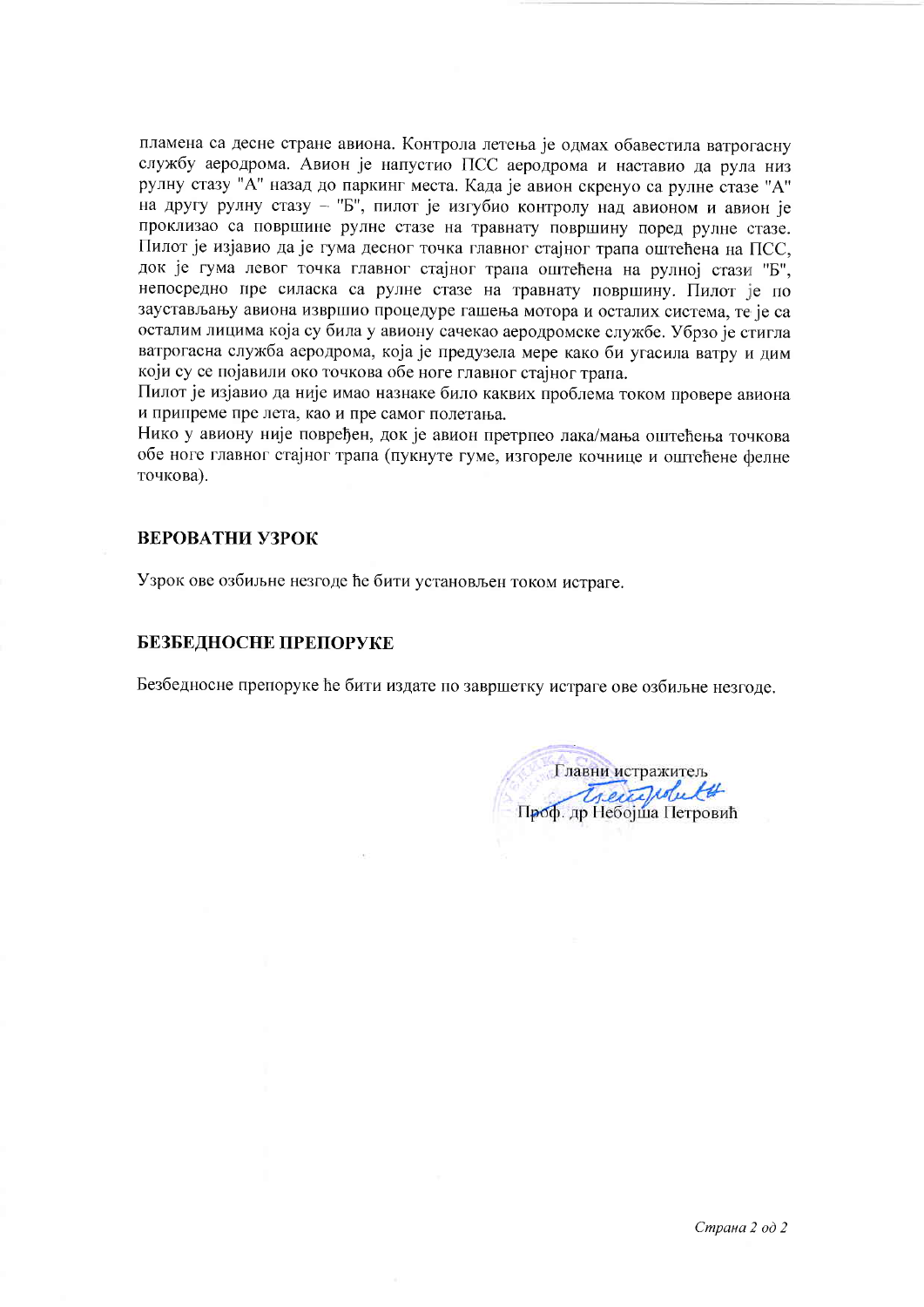пламена са десне стране авиона. Контрола летења је одмах обавестила ватрогасну службу аеродрома. Авион је напустио ПСС аеродрома и наставио да рула низ рулну стазу "А" назад до паркинг места. Када је авион скренуо са рулне стазе "А" на другу рулну стазу – "Б", пилот је изгубио контролу над авионом и авион је проклизао са површине рулне стазе на травнату површину поред рулне стазе. Пилот је изјавио да је гума десног точка главног стајног трапа оштећена на ПСС, док је гума левог точка главног стајног трапа оштећена на рулној стази "Б", непосредно пре силаска са рулне стазе на травнату површину. Пилот је по заустављању авиона извршио процедуре гашења мотора и осталих система, те је са осталим лицима која су била у авиону сачекао аеродромске службе. Убрзо је стигла ватрогасна служба аеродрома, која је предузела мере како би угасила ватру и дим који су се појавили око точкова обе ноге главног стајног трапа.

Пилот је изјавио да није имао назнаке било каквих проблема током провере авиона и припреме пре лета, као и пре самог полетања.

Нико у авиону није повређен, док је авион претрпео лака/мања оштећења точкова обе ноге главног стајног трапа (пукнуте гуме, изгореле кочнице и оштећене фелне точкова).

## ВЕРОВАТНИ УЗРОК

Узрок ове озбиљне незгоде ће бити установљен током истраге.

## БЕЗБЕДНОСНЕ ПРЕПОРУКЕ

Безбедносне препоруке ће бити издате по завршетку истраге ове озбиљне незгоде.

Главни истражитељ

Проф. др Небојша Петровић